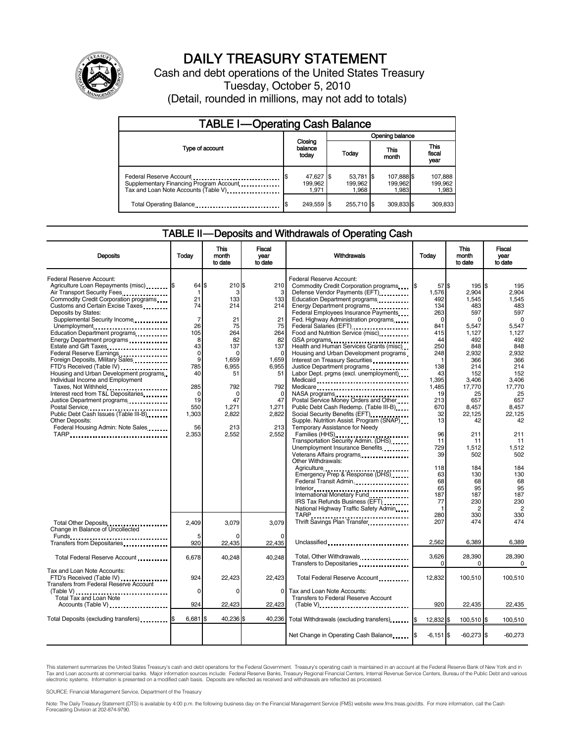# DAILY TREASURY STATEMENT

Cash and debt operations of the United States Treasury

Tuesday, October 5, 2010

(Detail, rounded in millions, may not add to totals)

## TABLE I—Operating Cash Balance

| Type of account | Closing balance today | Opening balance Today | Opening balance This month | Opening balance This fiscal year |
|---|---|---|---|---|
| Federal Reserve Account | $ 47,627 | $ 53,781 | $ 107,888 | $ 107,888 |
| Supplementary Financing Program Account | 199,962 | 199,962 | 199,962 | 199,962 |
| Tax and Loan Note Accounts (Table V) | 1,971 | 1,968 | 1,983 | 1,983 |
| Total Operating Balance | $ 249,559 | $ 255,710 | $ 309,833 | $ 309,833 |

## TABLE II—Deposits and Withdrawals of Operating Cash

| Deposits | Today | This month to date | Fiscal year to date |
|---|---|---|---|
| Federal Reserve Account: | | | |
| Agriculture Loan Repayments (misc) | $ 64 | $ 210 | $ 210 |
| Air Transport Security Fees | 1 | 3 | 3 |
| Commodity Credit Corporation programs | 21 | 133 | 133 |
| Customs and Certain Excise Taxes | 74 | 214 | 214 |
| Deposits by States: | | | |
| Supplemental Security Income | 7 | 21 | 21 |
| Unemployment | 26 | 75 | 75 |
| Education Department programs | 105 | 264 | 264 |
| Energy Department programs | 8 | 82 | 82 |
| Estate and Gift Taxes | 43 | 137 | 137 |
| Federal Reserve Earnings | 0 | 0 | 0 |
| Foreign Deposits, Military Sales | 9 | 1,659 | 1,659 |
| FTD's Received (Table IV) | 785 | 6,955 | 6,955 |
| Housing and Urban Development programs | 40 | 51 | 51 |
| Individual Income and Employment Taxes, Not Withheld | 285 | 792 | 792 |
| Interest recd from T&L Depositaries | 0 | 0 | 0 |
| Justice Department programs | 19 | 47 | 47 |
| Postal Service | 550 | 1,271 | 1,271 |
| Public Debt Cash Issues (Table III-B) | 1,303 | 2,822 | 2,822 |
| Other Deposits: | | | |
| Federal Housing Admin: Note Sales | 56 | 213 | 213 |
| TARP | 2,353 | 2,552 | 2,552 |
| Total Other Deposits | 2,409 | 3,079 | 3,079 |
| Change in Balance of Uncollected Funds | 5 | 0 | 0 |
| Transfers from Depositaries | 920 | 22,435 | 22,435 |
| Total Federal Reserve Account | 6,678 | 40,248 | 40,248 |
| Tax and Loan Note Accounts: | | | |
| FTD's Received (Table IV) | 924 | 22,423 | 22,423 |
| Transfers from Federal Reserve Account (Table V) | 0 | 0 | 0 |
| Total Tax and Loan Note Accounts (Table V) | 924 | 22,423 | 22,423 |
| Total Deposits (excluding transfers) | $ 6,681 | $ 40,236 | $ 40,236 |

| Withdrawals | Today | This month to date | Fiscal year to date |
|---|---|---|---|
| Federal Reserve Account: | | | |
| Commodity Credit Corporation programs | $ 57 | $ 195 | $ 195 |
| Defense Vendor Payments (EFT) | 1,576 | 2,904 | 2,904 |
| Education Department programs | 492 | 1,545 | 1,545 |
| Energy Department programs | 134 | 483 | 483 |
| Federal Employees Insurance Payments | 263 | 597 | 597 |
| Fed. Highway Administration programs | 0 | 0 | 0 |
| Federal Salaries (EFT) | 841 | 5,547 | 5,547 |
| Food and Nutrition Service (misc) | 415 | 1,127 | 1,127 |
| GSA programs | 44 | 492 | 492 |
| Health and Human Services Grants (misc) | 250 | 848 | 848 |
| Housing and Urban Development programs | 248 | 2,932 | 2,932 |
| Interest on Treasury Securities | 1 | 366 | 366 |
| Justice Department programs | 138 | 214 | 214 |
| Labor Dept. prgms (excl. unemployment) | 43 | 152 | 152 |
| Medicaid | 1,395 | 3,406 | 3,406 |
| Medicare | 1,485 | 17,770 | 17,770 |
| NASA programs | 19 | 25 | 25 |
| Postal Service Money Orders and Other | 213 | 657 | 657 |
| Public Debt Cash Redemp. (Table III-B) | 670 | 8,457 | 8,457 |
| Social Security Benefits (EFT) | 32 | 22,125 | 22,125 |
| Supple. Nutrition Assist. Program (SNAP) | 13 | 42 | 42 |
| Temporary Assistance for Needy Families (HHS) | 96 | 211 | 211 |
| Transportation Security Admin. (DHS) | 11 | 11 | 11 |
| Unemployment Insurance Benefits | 729 | 1,512 | 1,512 |
| Veterans Affairs programs | 39 | 502 | 502 |
| Other Withdrawals: | | | |
| Agriculture | 118 | 184 | 184 |
| Emergency Prep & Response (DHS) | 63 | 130 | 130 |
| Federal Transit Admin. | 68 | 68 | 68 |
| Interior | 65 | 95 | 95 |
| International Monetary Fund | 187 | 187 | 187 |
| IRS Tax Refunds Business (EFT) | 77 | 230 | 230 |
| National Highway Traffic Safety Admin | 1 | 2 | 2 |
| TARP | 280 | 330 | 330 |
| Thrift Savings Plan Transfer | 207 | 474 | 474 |
| Unclassified | 2,562 | 6,389 | 6,389 |
| Total, Other Withdrawals | 3,626 | 28,390 | 28,390 |
| Transfers to Depositaries | 0 | 0 | 0 |
| Total Federal Reserve Account | 12,832 | 100,510 | 100,510 |
| Tax and Loan Note Accounts: | | | |
| Transfers to Federal Reserve Account (Table V) | 920 | 22,435 | 22,435 |
| Total Withdrawals (excluding transfers) | $ 12,832 | $ 100,510 | $ 100,510 |
| Net Change in Operating Cash Balance | $ -6,151 | $ -60,273 | $ -60,273 |

This statement summarizes the United States Treasury's cash and debt operations for the Federal Government. Treasury's operating cash is maintained in an account at the Federal Reserve Bank of New York and in Tax and Loan accounts at commercial banks. Major information sources include: Federal Reserve Banks, Treasury Regional Financial Centers, Internal Revenue Service Centers, Bureau of the Public Debt and various electronic systems. Information is presented on a modified cash basis. Deposits are reflected as received and withdrawals are reflected as processed.

SOURCE: Financial Management Service, Department of the Treasury

Note: The Daily Treasury Statement (DTS) is available by 4:00 p.m. the following business day on the Financial Management Service (FMS) website www.fms.treas.gov/dts. For more information, call the Cash Forecasting Division at 202-874-9790.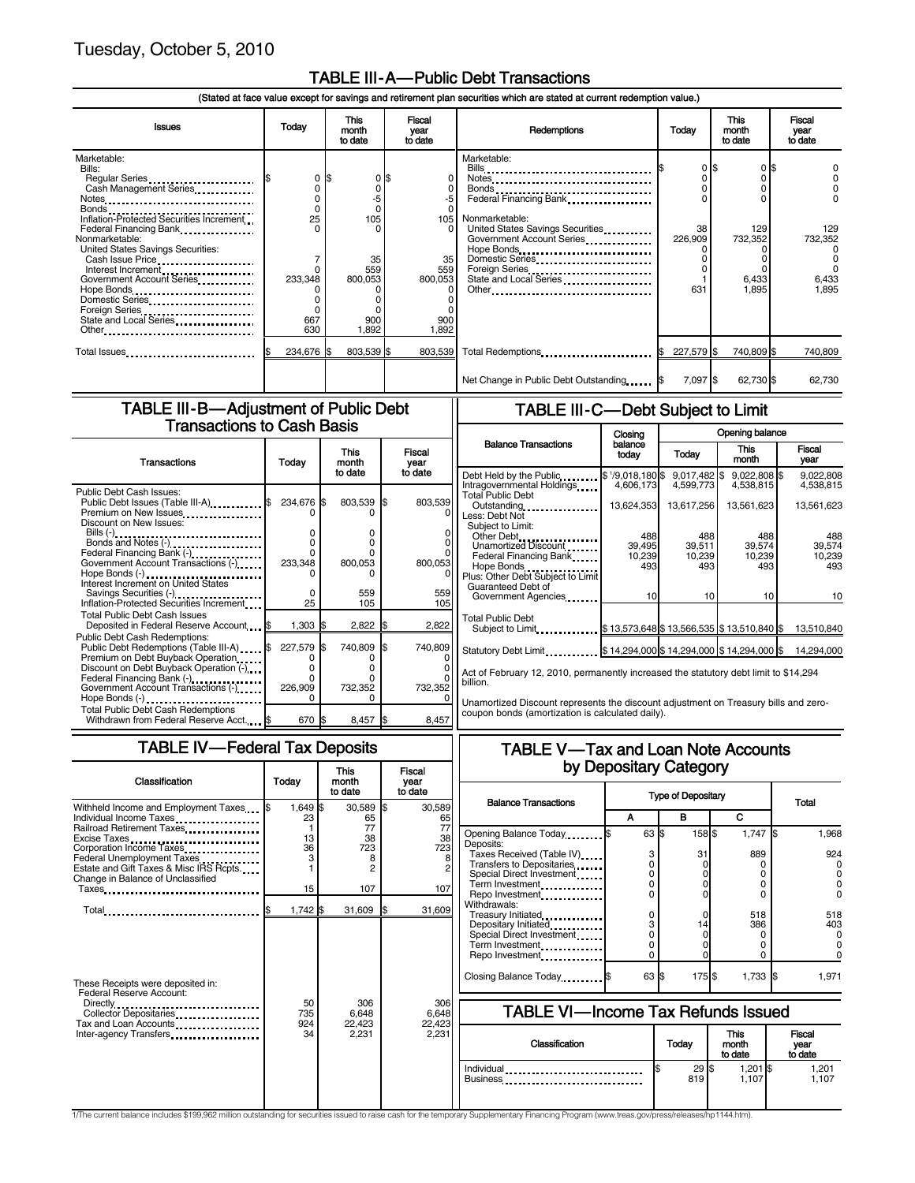Tuesday, October 5, 2010

## TABLE III-A—Public Debt Transactions

(Stated at face value except for savings and retirement plan securities which are stated at current redemption value.)

| Issues | Today | This month to date | Fiscal year to date | Redemptions | Today | This month to date | Fiscal year to date |
|---|---|---|---|---|---|---|---|
| Marketable: | | | | Marketable: | | | |
| Bills: | | | | Bills | $ 0 | $ 0 | $ 0 |
| Regular Series | $ 0 | $ 0 | $ 0 | Notes | 0 | 0 | 0 |
| Cash Management Series | 0 | 0 | 0 | Bonds | 0 | 0 | 0 |
| Notes | 0 | -5 | -5 | Federal Financing Bank | 0 | 0 | 0 |
| Bonds | 0 | 0 | 0 | | | | |
| Inflation-Protected Securities Increment | 25 | 105 | 105 | Nonmarketable: | | | |
| Federal Financing Bank | 0 | 0 | 0 | United States Savings Securities | 38 | 129 | 129 |
| Nonmarketable: | | | | Government Account Series | 226,909 | 732,352 | 732,352 |
| United States Savings Securities: | | | | Hope Bonds | 0 | 0 | 0 |
| Cash Issue Price | 7 | 35 | 35 | Domestic Series | 0 | 0 | 0 |
| Interest Increment | 0 | 559 | 559 | Foreign Series | 0 | 0 | 0 |
| Government Account Series | 233,348 | 800,053 | 800,053 | State and Local Series | 1 | 6,433 | 6,433 |
| Hope Bonds | 0 | 0 | 0 | Other | 631 | 1,895 | 1,895 |
| Domestic Series | 0 | 0 | 0 | | | | |
| Foreign Series | 0 | 0 | 0 | | | | |
| State and Local Series | 667 | 900 | 900 | | | | |
| Other | 630 | 1,892 | 1,892 | | | | |
| Total Issues | $ 234,676 | $ 803,539 | $ 803,539 | Total Redemptions | $ 227,579 | $ 740,809 | $ 740,809 |
| | | | | Net Change in Public Debt Outstanding | $ 7,097 | $ 62,730 | $ 62,730 |

## TABLE III-B—Adjustment of Public Debt Transactions to Cash Basis

| Transactions | Today | This month to date | Fiscal year to date |
|---|---|---|---|
| Public Debt Cash Issues: | | | |
| Public Debt Issues (Table III-A) | $ 234,676 | $ 803,539 | $ 803,539 |
| Premium on New Issues | 0 | 0 | 0 |
| Discount on New Issues: | | | |
| Bills (-) | 0 | 0 | 0 |
| Bonds and Notes (-) | 0 | 0 | 0 |
| Federal Financing Bank (-) | 0 | 0 | 0 |
| Government Account Transactions (-) | 233,348 | 800,053 | 800,053 |
| Hope Bonds (-) | 0 | 0 | 0 |
| Interest Increment on United States Savings Securities (-) | 0 | 559 | 559 |
| Inflation-Protected Securities Increment | 25 | 105 | 105 |
| Total Public Debt Cash Issues Deposited in Federal Reserve Account | $ 1,303 | $ 2,822 | $ 2,822 |
| Public Debt Cash Redemptions: | | | |
| Public Debt Redemptions (Table III-A) | $ 227,579 | $ 740,809 | $ 740,809 |
| Premium on Debt Buyback Operation | 0 | 0 | 0 |
| Discount on Debt Buyback Operation (-) | 0 | 0 | 0 |
| Federal Financing Bank (-) | 0 | 0 | 0 |
| Government Account Transactions (-) | 226,909 | 732,352 | 732,352 |
| Hope Bonds (-) | 0 | 0 | 0 |
| Total Public Debt Cash Redemptions Withdrawn from Federal Reserve Acct. | $ 670 | $ 8,457 | $ 8,457 |

## TABLE III-C—Debt Subject to Limit

| Balance Transactions | Closing balance today | Opening balance Today | Opening balance This month | Opening balance Fiscal year |
|---|---|---|---|---|
| Debt Held by the Public | $ [1]9,018,180 | $ 9,017,482 | $ 9,022,808 | $ 9,022,808 |
| Intragovernmental Holdings | 4,606,173 | 4,599,773 | 4,538,815 | 4,538,815 |
| Total Public Debt Outstanding | 13,624,353 | 13,617,256 | 13,561,623 | 13,561,623 |
| Less: Debt Not Subject to Limit: | | | | |
| Other Debt | 488 | 488 | 488 | 488 |
| Unamortized Discount | 39,495 | 39,511 | 39,574 | 39,574 |
| Federal Financing Bank | 10,239 | 10,239 | 10,239 | 10,239 |
| Hope Bonds | 493 | 493 | 493 | 493 |
| Plus: Other Debt Subject to Limit Guaranteed Debt of Government Agencies | 10 | 10 | 10 | 10 |
| Total Public Debt Subject to Limit | $ 13,573,648 | $ 13,566,535 | $ 13,510,840 | $ 13,510,840 |
| Statutory Debt Limit | $ 14,294,000 | $ 14,294,000 | $ 14,294,000 | $ 14,294,000 |

Act of February 12, 2010, permanently increased the statutory debt limit to $14,294 billion.

Unamortized Discount represents the discount adjustment on Treasury bills and zero-coupon bonds (amortization is calculated daily).

## TABLE IV—Federal Tax Deposits

| Classification | Today | This month to date | Fiscal year to date |
|---|---|---|---|
| Withheld Income and Employment Taxes | $ 1,649 | $ 30,589 | $ 30,589 |
| Individual Income Taxes | 23 | 65 | 65 |
| Railroad Retirement Taxes | 1 | 77 | 77 |
| Excise Taxes | 13 | 38 | 38 |
| Corporation Income Taxes | 36 | 723 | 723 |
| Federal Unemployment Taxes | 3 | 8 | 8 |
| Estate and Gift Taxes & Misc IRS Rcpts. | 1 | 2 | 2 |
| Change in Balance of Unclassified Taxes | 15 | 107 | 107 |
| Total | $ 1,742 | $ 31,609 | $ 31,609 |
| These Receipts were deposited in: | | | |
| Federal Reserve Account: | | | |
| Directly | 50 | 306 | 306 |
| Collector Depositaries | 735 | 6,648 | 6,648 |
| Tax and Loan Accounts | 924 | 22,423 | 22,423 |
| Inter-agency Transfers | 34 | 2,231 | 2,231 |

## TABLE V—Tax and Loan Note Accounts by Depositary Category

| Balance Transactions | Type of Depositary A | Type of Depositary B | Type of Depositary C | Total |
|---|---|---|---|---|
| Opening Balance Today | $ 63 | $ 158 | $ 1,747 | $ 1,968 |
| Deposits: | | | | |
| Taxes Received (Table IV) | 3 | 31 | 889 | 924 |
| Transfers to Depositaries | 0 | 0 | 0 | 0 |
| Special Direct Investment | 0 | 0 | 0 | 0 |
| Term Investment | 0 | 0 | 0 | 0 |
| Repo Investment | 0 | 0 | 0 | 0 |
| Withdrawals: | | | | |
| Treasury Initiated | 0 | 0 | 518 | 518 |
| Depositary Initiated | 3 | 14 | 386 | 403 |
| Special Direct Investment | 0 | 0 | 0 | 0 |
| Term Investment | 0 | 0 | 0 | 0 |
| Repo Investment | 0 | 0 | 0 | 0 |
| Closing Balance Today | $ 63 | $ 175 | $ 1,733 | $ 1,971 |

## TABLE VI—Income Tax Refunds Issued

| Classification | Today | This month to date | Fiscal year to date |
|---|---|---|---|
| Individual | $ 29 | $ 1,201 | $ 1,201 |
| Business | 819 | 1,107 | 1,107 |

1/The current balance includes $199,962 million outstanding for securities issued to raise cash for the temporary Supplementary Financing Program (www.treas.gov/press/releases/hp1144.htm).